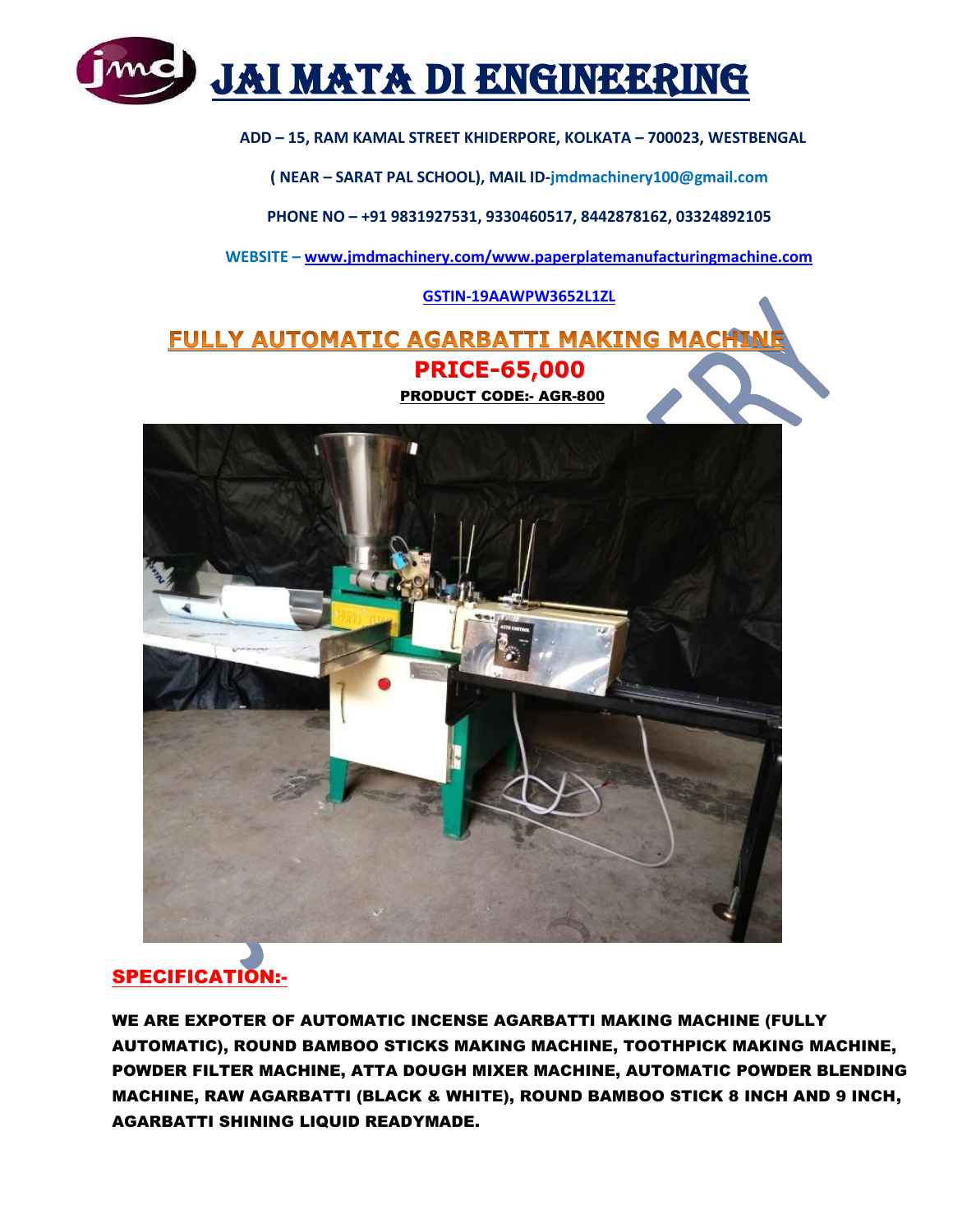# JAI MATA DI ENGINEERING

**ADD – 15, RAM KAMAL STREET KHIDERPORE, KOLKATA – 700023, WESTBENGAL**

**( NEAR – SARAT PAL SCHOOL), MAIL ID-jmdmachinery100@gmail.com**

**PHONE NO – +91 9831927531, 9330460517, 8442878162, 03324892105**

**WEBSITE – www.jmdmachinery.com/www.paperplatemanufacturingmachine.com**

**GSTIN-19AAWPW3652L1ZL**

## FULLY AUTOMATIC AGARBATTI MAKING MACHINE

**PRICE-65,000**

**PRODUCT CODE:- AGR-800**

## SPECIFICATION:-

**WE ARE EXPOTER OF AUTOMATIC INCENSE AGARBATTI MAKING MACHINE (FULLY AUTOMATIC), ROUND BAMBOO STICKS MAKING MACHINE, TOOTHPICK MAKING MACHINE, POWDER FILTER MACHINE, ATTA DOUGH MIXER MACHINE, AUTOMATIC POWDER BLENDING MACHINE, RAW AGARBATTI (BLACK & WHITE), ROUND BAMBOO STICK 8 INCH AND 9 INCH, AGARBATTI SHINING LIQUID READYMADE.**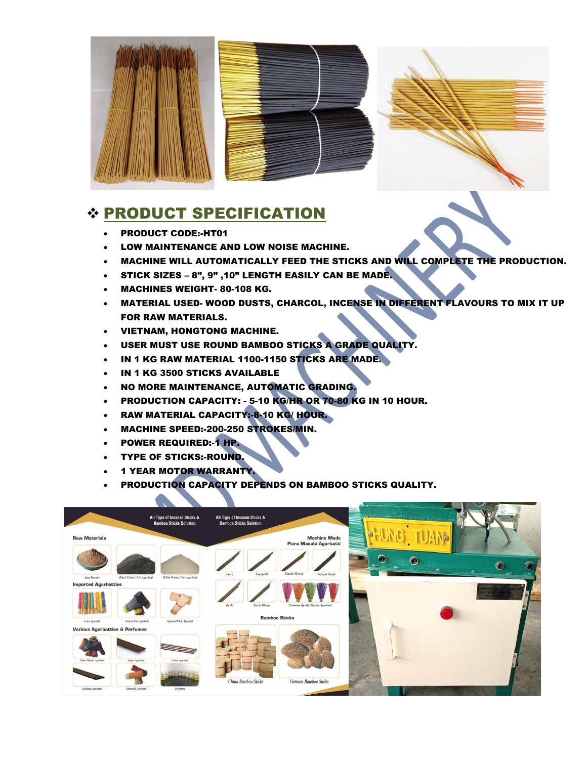## ❖ PRODUCT SPECIFICATION

- **PRODUCT CODE:-HT01**
- **LOW MAINTENANCE AND LOW NOISE MACHINE.**
- **MACHINE WILL AUTOMATICALLY FEED THE STICKS AND WILL COMPLETE THE PRODUCTION.**
- **STICK SIZES – 8", 9" ,10" LENGTH EASILY CAN BE MADE.**
- **MACHINES WEIGHT- 80-108 KG.**
- **MATERIAL USED- WOOD DUSTS, CHARCOL, INCENSE IN DIFFERENT FLAVOURS TO MIX IT UP FOR RAW MATERIALS.**
- **VIETNAM, HONGTONG MACHINE.**
- **USER MUST USE ROUND BAMBOO STICKS A GRADE QUALITY.**
- **IN 1 KG RAW MATERIAL 1100-1150 STICKS ARE MADE.**
- **IN 1 KG 3500 STICKS AVAILABLE**
- **NO MORE MAINTENANCE, AUTOMATIC GRADING.**
- **PRODUCTION CAPACITY: - 5-10 KG/HR OR 70-80 KG IN 10 HOUR.**
- **RAW MATERIAL CAPACITY:-8-10 KG/ HOUR.**
- **MACHINE SPEED:-200-250 STROKES/MIN.**
- **POWER REQUIRED:-1 HP.**
- **TYPE OF STICKS:-ROUND.**
- **1 YEAR MOTOR WARRANTY.**
- **PRODUCTION CAPACITY DEPENDS ON BAMBOO STICKS QUALITY.**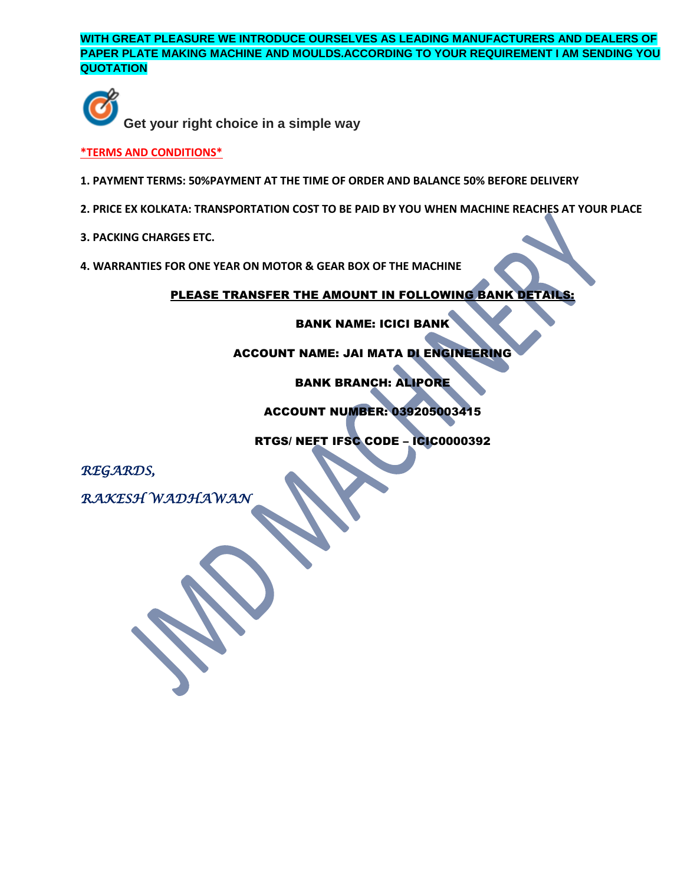**WITH GREAT PLEASURE WE INTRODUCE OURSELVES AS LEADING MANUFACTURERS AND DEALERS OF PAPER PLATE MAKING MACHINE AND MOULDS.ACCORDING TO YOUR REQUIREMENT I AM SENDING YOU QUOTATION**

**Get your right choice in a simple way**

**\*TERMS AND CONDITIONS\***

**1. PAYMENT TERMS: 50%PAYMENT AT THE TIME OF ORDER AND BALANCE 50% BEFORE DELIVERY**

**2. PRICE EX KOLKATA: TRANSPORTATION COST TO BE PAID BY YOU WHEN MACHINE REACHES AT YOUR PLACE**

**3. PACKING CHARGES ETC.**

**4. WARRANTIES FOR ONE YEAR ON MOTOR & GEAR BOX OF THE MACHINE**

**PLEASE TRANSFER THE AMOUNT IN FOLLOWING BANK DETAILS:**

**BANK NAME: ICICI BANK**

**ACCOUNT NAME: JAI MATA DI ENGINEERING**

**BANK BRANCH: ALIPORE**

**ACCOUNT NUMBER: 039205003415**

**RTGS/ NEFT IFSC CODE – ICIC0000392**

*REGARDS,*

*RAKESH WADHAWAN*

JMD MACHINERY